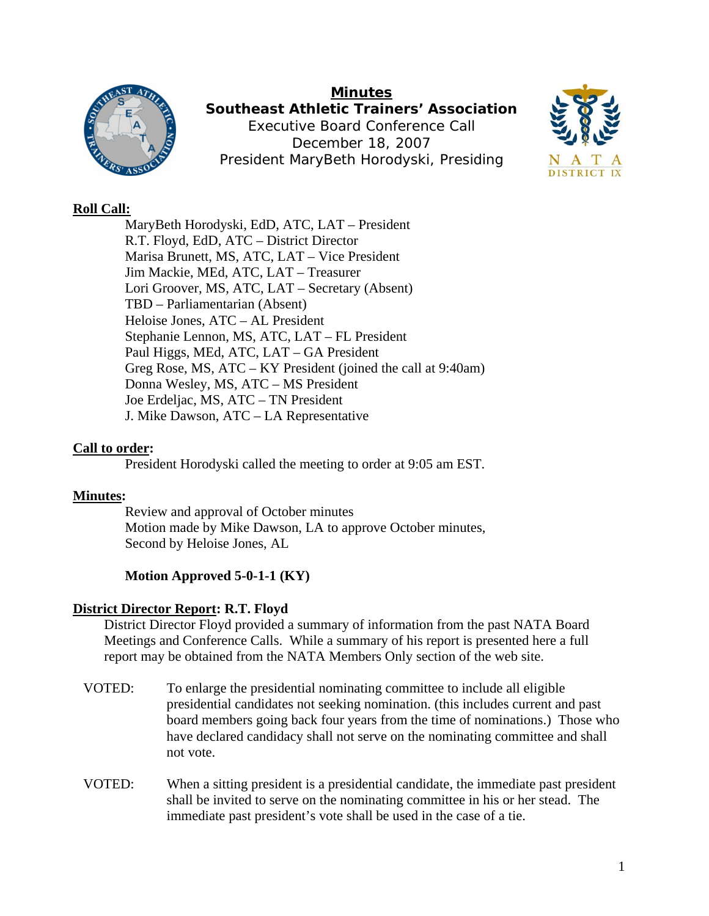# Minutes

## Southeast Athletic Trainers' Association

Executive Board Conference Call
December 18, 2007
President MaryBeth Horodyski, Presiding

**Roll Call:**

MaryBeth Horodyski, EdD, ATC, LAT – President
R.T. Floyd, EdD, ATC – District Director
Marisa Brunett, MS, ATC, LAT – Vice President
Jim Mackie, MEd, ATC, LAT – Treasurer
Lori Groover, MS, ATC, LAT – Secretary (Absent)
TBD – Parliamentarian (Absent)
Heloise Jones, ATC – AL President
Stephanie Lennon, MS, ATC, LAT – FL President
Paul Higgs, MEd, ATC, LAT – GA President
Greg Rose, MS, ATC – KY President (joined the call at 9:40am)
Donna Wesley, MS, ATC – MS President
Joe Erdeljac, MS, ATC – TN President
J. Mike Dawson, ATC – LA Representative

**Call to order:**

President Horodyski called the meeting to order at 9:05 am EST.

**Minutes:**

Review and approval of October minutes
Motion made by Mike Dawson, LA to approve October minutes,
Second by Heloise Jones, AL

**Motion Approved 5-0-1-1 (KY)**

**District Director Report: R.T. Floyd**

District Director Floyd provided a summary of information from the past NATA Board Meetings and Conference Calls. While a summary of his report is presented here a full report may be obtained from the NATA Members Only section of the web site.

VOTED: To enlarge the presidential nominating committee to include all eligible presidential candidates not seeking nomination. (this includes current and past board members going back four years from the time of nominations.) Those who have declared candidacy shall not serve on the nominating committee and shall not vote.

VOTED: When a sitting president is a presidential candidate, the immediate past president shall be invited to serve on the nominating committee in his or her stead. The immediate past president's vote shall be used in the case of a tie.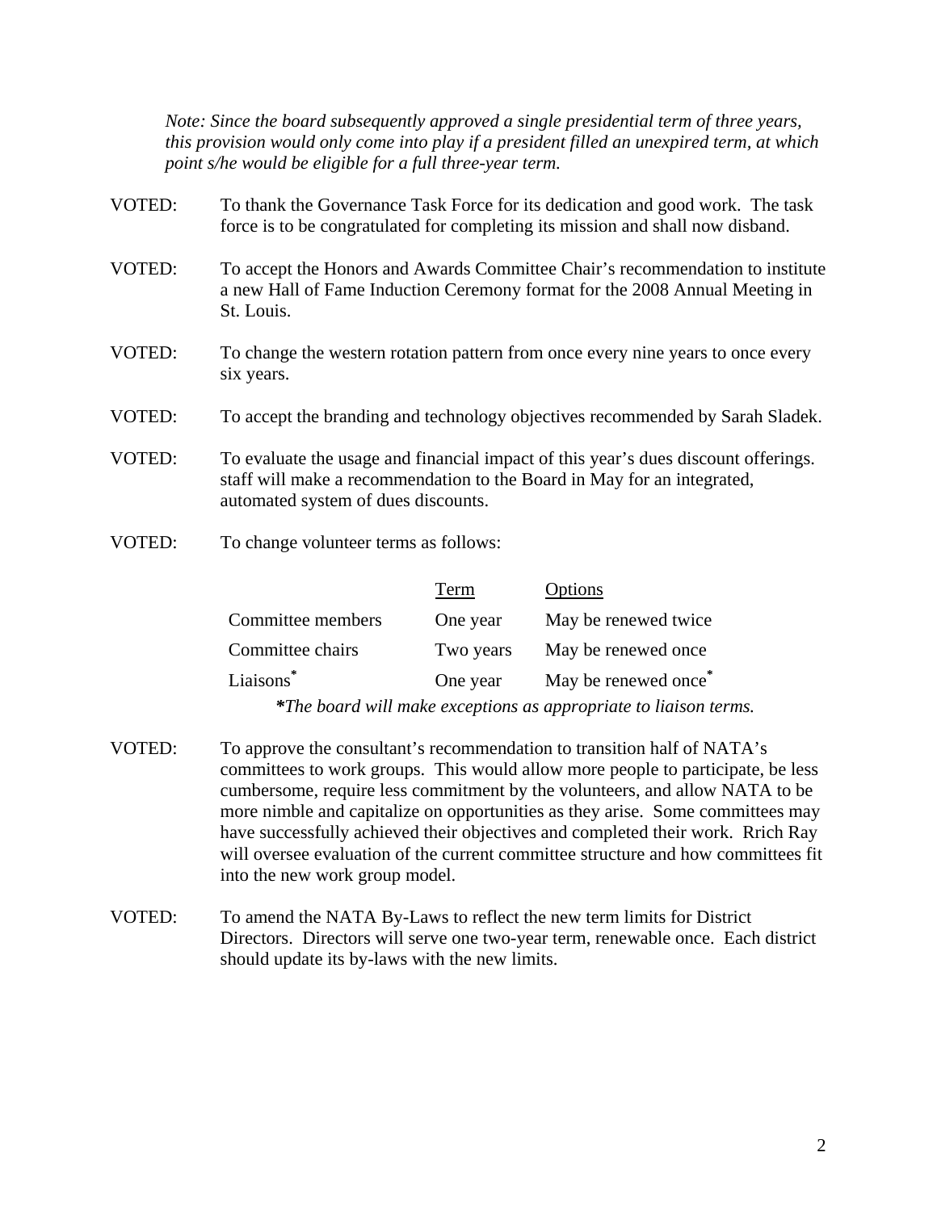*Note: Since the board subsequently approved a single presidential term of three years, this provision would only come into play if a president filled an unexpired term, at which point s/he would be eligible for a full three-year term.*

VOTED: To thank the Governance Task Force for its dedication and good work. The task force is to be congratulated for completing its mission and shall now disband.

VOTED: To accept the Honors and Awards Committee Chair's recommendation to institute a new Hall of Fame Induction Ceremony format for the 2008 Annual Meeting in St. Louis.

VOTED: To change the western rotation pattern from once every nine years to once every six years.

VOTED: To accept the branding and technology objectives recommended by Sarah Sladek.

VOTED: To evaluate the usage and financial impact of this year's dues discount offerings. staff will make a recommendation to the Board in May for an integrated, automated system of dues discounts.

VOTED: To change volunteer terms as follows:

| | Term | Options |
|---|---|---|
| Committee members | One year | May be renewed twice |
| Committee chairs | Two years | May be renewed once |
| Liaisons* | One year | May be renewed once* |

**\***_The board will make exceptions as appropriate to liaison terms._

VOTED: To approve the consultant's recommendation to transition half of NATA's committees to work groups. This would allow more people to participate, be less cumbersome, require less commitment by the volunteers, and allow NATA to be more nimble and capitalize on opportunities as they arise. Some committees may have successfully achieved their objectives and completed their work. Rrich Ray will oversee evaluation of the current committee structure and how committees fit into the new work group model.

VOTED: To amend the NATA By-Laws to reflect the new term limits for District Directors. Directors will serve one two-year term, renewable once. Each district should update its by-laws with the new limits.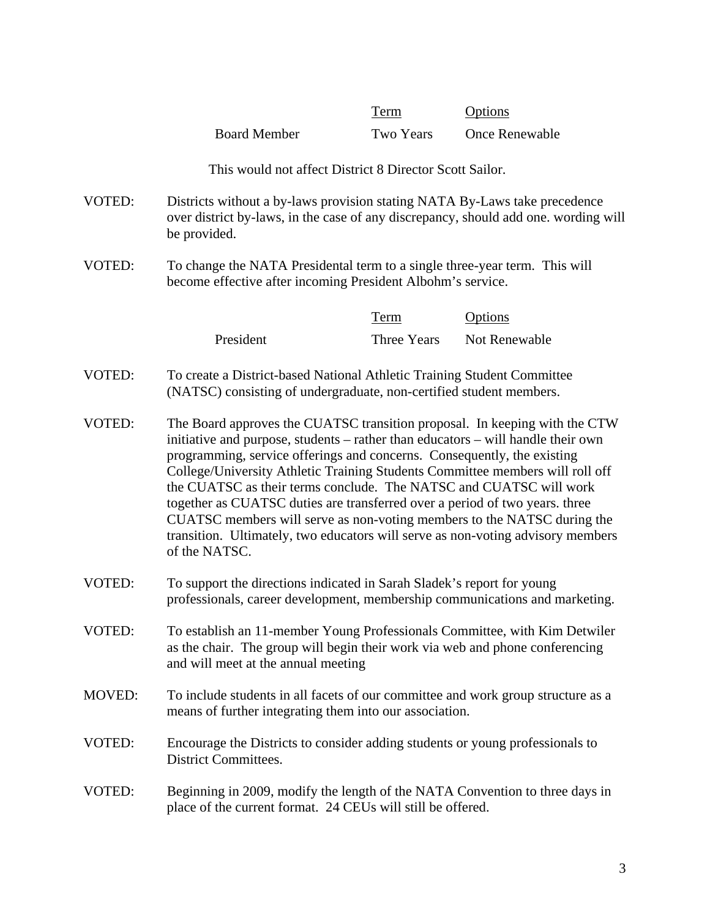| | Term | Options |
|---|---|---|
| Board Member | Two Years | Once Renewable |

This would not affect District 8 Director Scott Sailor.

VOTED: Districts without a by-laws provision stating NATA By-Laws take precedence over district by-laws, in the case of any discrepancy, should add one. wording will be provided.

VOTED: To change the NATA Presidental term to a single three-year term. This will become effective after incoming President Albohm's service.

| | Term | Options |
|---|---|---|
| President | Three Years | Not Renewable |

VOTED: To create a District-based National Athletic Training Student Committee (NATSC) consisting of undergraduate, non-certified student members.

VOTED: The Board approves the CUATSC transition proposal. In keeping with the CTW initiative and purpose, students – rather than educators – will handle their own programming, service offerings and concerns. Consequently, the existing College/University Athletic Training Students Committee members will roll off the CUATSC as their terms conclude. The NATSC and CUATSC will work together as CUATSC duties are transferred over a period of two years. three CUATSC members will serve as non-voting members to the NATSC during the transition. Ultimately, two educators will serve as non-voting advisory members of the NATSC.

VOTED: To support the directions indicated in Sarah Sladek's report for young professionals, career development, membership communications and marketing.

VOTED: To establish an 11-member Young Professionals Committee, with Kim Detwiler as the chair. The group will begin their work via web and phone conferencing and will meet at the annual meeting

MOVED: To include students in all facets of our committee and work group structure as a means of further integrating them into our association.

VOTED: Encourage the Districts to consider adding students or young professionals to District Committees.

VOTED: Beginning in 2009, modify the length of the NATA Convention to three days in place of the current format. 24 CEUs will still be offered.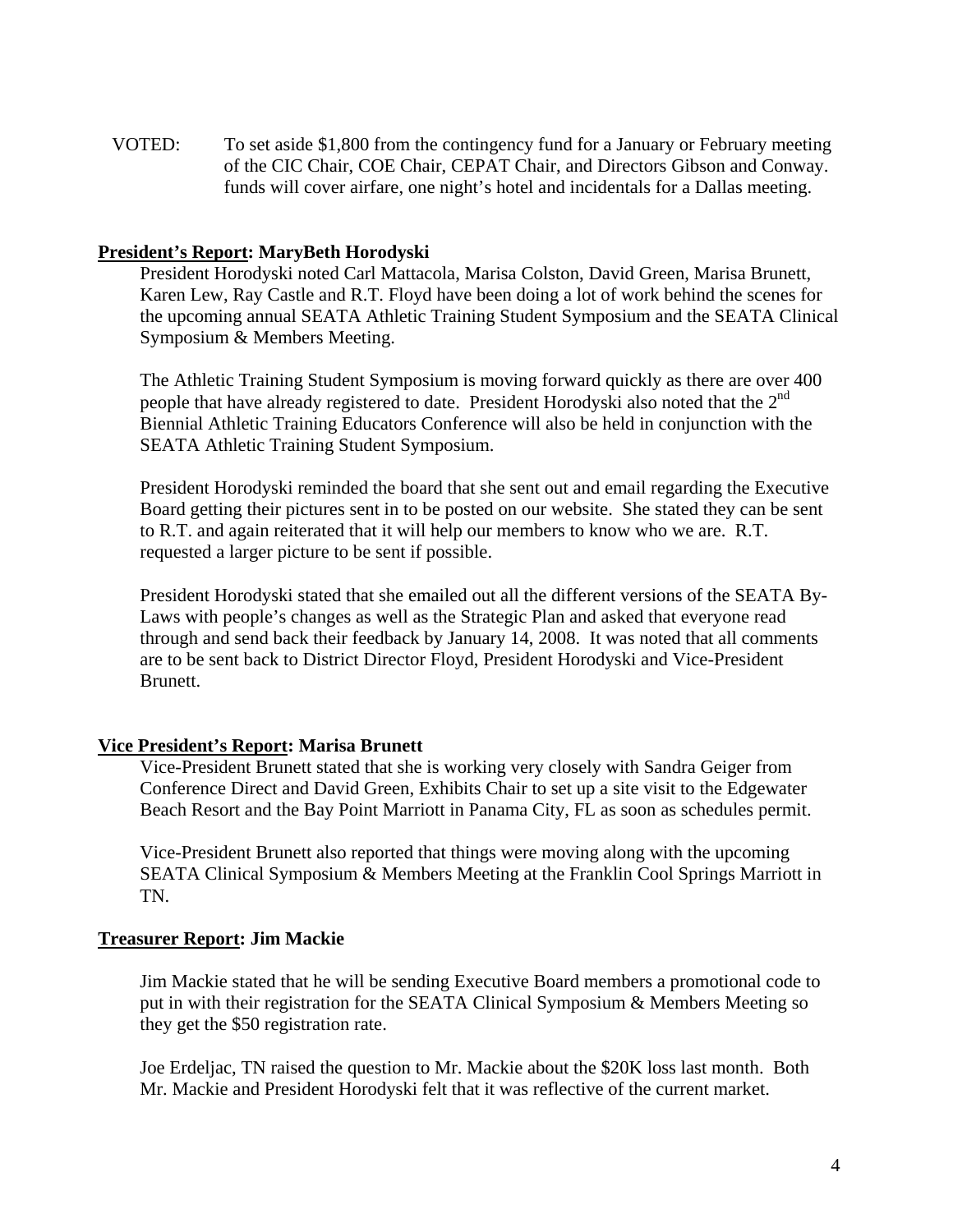VOTED: To set aside $1,800 from the contingency fund for a January or February meeting of the CIC Chair, COE Chair, CEPAT Chair, and Directors Gibson and Conway. funds will cover airfare, one night's hotel and incidentals for a Dallas meeting.

**<u>President's Report</u>: MaryBeth Horodyski**

President Horodyski noted Carl Mattacola, Marisa Colston, David Green, Marisa Brunett, Karen Lew, Ray Castle and R.T. Floyd have been doing a lot of work behind the scenes for the upcoming annual SEATA Athletic Training Student Symposium and the SEATA Clinical Symposium & Members Meeting.

The Athletic Training Student Symposium is moving forward quickly as there are over 400 people that have already registered to date. President Horodyski also noted that the 2nd Biennial Athletic Training Educators Conference will also be held in conjunction with the SEATA Athletic Training Student Symposium.

President Horodyski reminded the board that she sent out and email regarding the Executive Board getting their pictures sent in to be posted on our website. She stated they can be sent to R.T. and again reiterated that it will help our members to know who we are. R.T. requested a larger picture to be sent if possible.

President Horodyski stated that she emailed out all the different versions of the SEATA By-Laws with people's changes as well as the Strategic Plan and asked that everyone read through and send back their feedback by January 14, 2008. It was noted that all comments are to be sent back to District Director Floyd, President Horodyski and Vice-President Brunett.

**<u>Vice President's Report</u>: Marisa Brunett**

Vice-President Brunett stated that she is working very closely with Sandra Geiger from Conference Direct and David Green, Exhibits Chair to set up a site visit to the Edgewater Beach Resort and the Bay Point Marriott in Panama City, FL as soon as schedules permit.

Vice-President Brunett also reported that things were moving along with the upcoming SEATA Clinical Symposium & Members Meeting at the Franklin Cool Springs Marriott in TN.

**<u>Treasurer Report</u>: Jim Mackie**

Jim Mackie stated that he will be sending Executive Board members a promotional code to put in with their registration for the SEATA Clinical Symposium & Members Meeting so they get the $50 registration rate.

Joe Erdeljac, TN raised the question to Mr. Mackie about the $20K loss last month. Both Mr. Mackie and President Horodyski felt that it was reflective of the current market.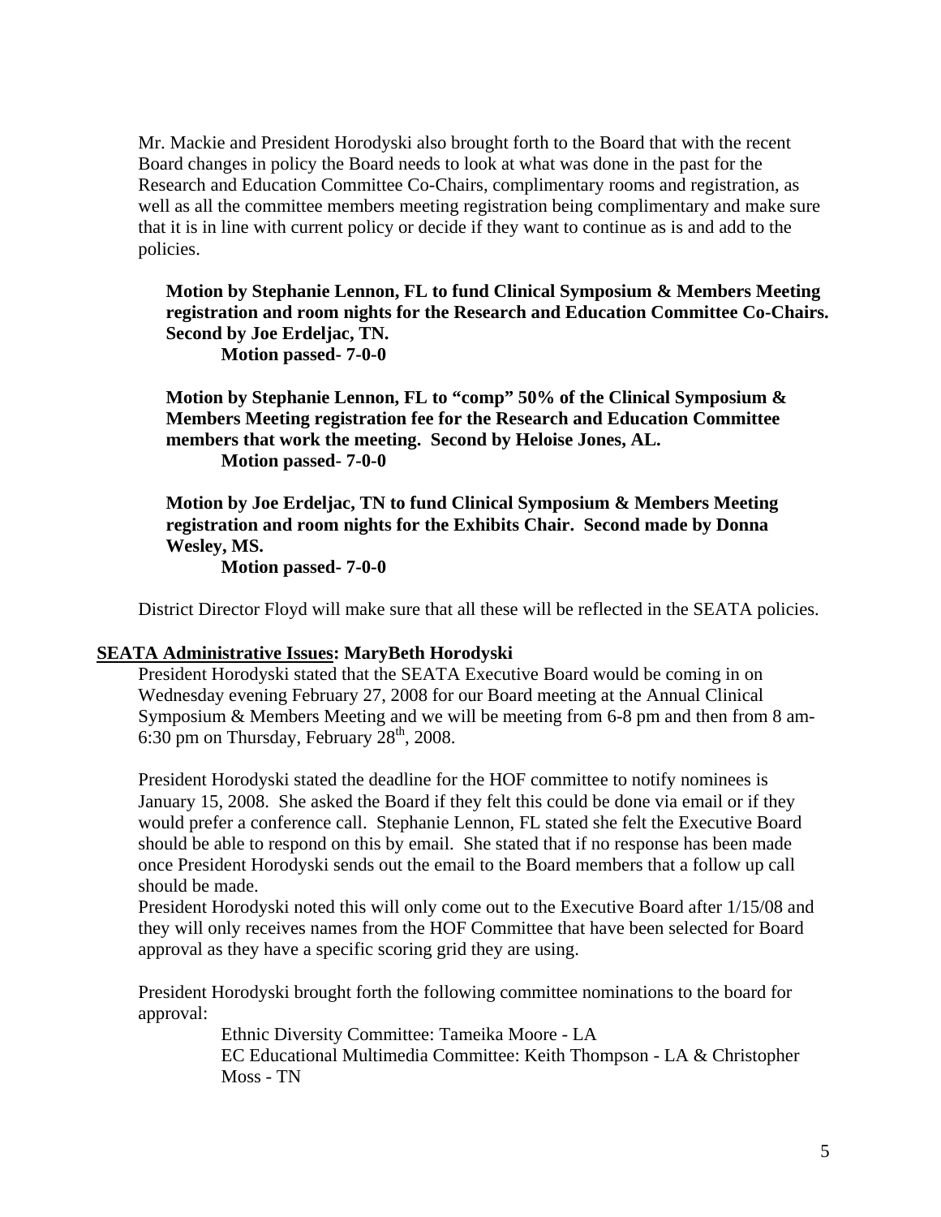Mr. Mackie and President Horodyski also brought forth to the Board that with the recent Board changes in policy the Board needs to look at what was done in the past for the Research and Education Committee Co-Chairs, complimentary rooms and registration, as well as all the committee members meeting registration being complimentary and make sure that it is in line with current policy or decide if they want to continue as is and add to the policies.

**Motion by Stephanie Lennon, FL to fund Clinical Symposium & Members Meeting registration and room nights for the Research and Education Committee Co-Chairs. Second by Joe Erdeljac, TN.**
**Motion passed- 7-0-0**

**Motion by Stephanie Lennon, FL to "comp" 50% of the Clinical Symposium & Members Meeting registration fee for the Research and Education Committee members that work the meeting. Second by Heloise Jones, AL.**
**Motion passed- 7-0-0**

**Motion by Joe Erdeljac, TN to fund Clinical Symposium & Members Meeting registration and room nights for the Exhibits Chair. Second made by Donna Wesley, MS.**
**Motion passed- 7-0-0**

District Director Floyd will make sure that all these will be reflected in the SEATA policies.

**SEATA Administrative Issues: MaryBeth Horodyski**

President Horodyski stated that the SEATA Executive Board would be coming in on Wednesday evening February 27, 2008 for our Board meeting at the Annual Clinical Symposium & Members Meeting and we will be meeting from 6-8 pm and then from 8 am-6:30 pm on Thursday, February 28th, 2008.

President Horodyski stated the deadline for the HOF committee to notify nominees is January 15, 2008. She asked the Board if they felt this could be done via email or if they would prefer a conference call. Stephanie Lennon, FL stated she felt the Executive Board should be able to respond on this by email. She stated that if no response has been made once President Horodyski sends out the email to the Board members that a follow up call should be made.
President Horodyski noted this will only come out to the Executive Board after 1/15/08 and they will only receives names from the HOF Committee that have been selected for Board approval as they have a specific scoring grid they are using.

President Horodyski brought forth the following committee nominations to the board for approval:

Ethnic Diversity Committee: Tameika Moore - LA
EC Educational Multimedia Committee: Keith Thompson - LA & Christopher Moss - TN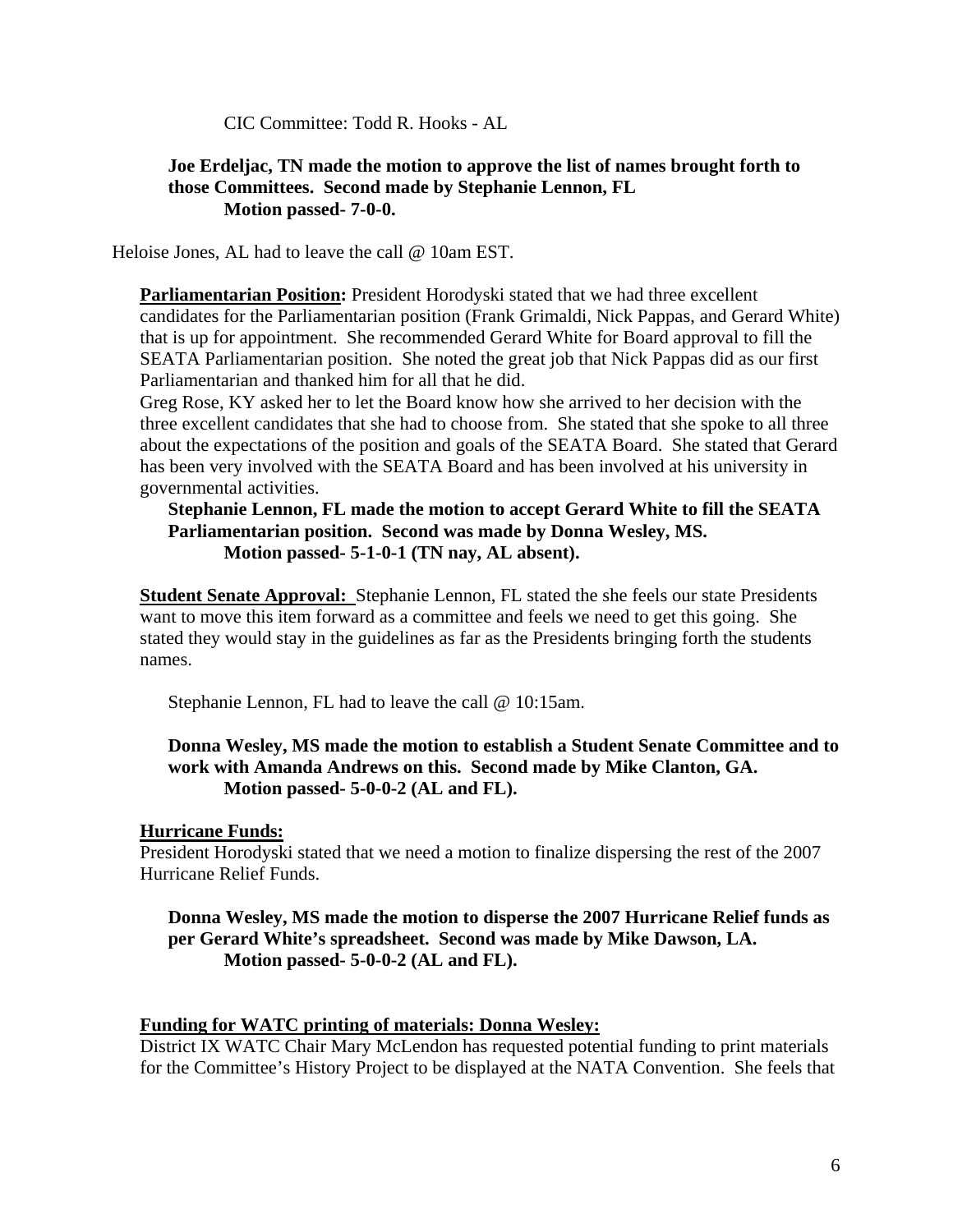CIC Committee: Todd R. Hooks - AL

**Joe Erdeljac, TN made the motion to approve the list of names brought forth to those Committees. Second made by Stephanie Lennon, FL**
**Motion passed- 7-0-0.**

Heloise Jones, AL had to leave the call @ 10am EST.

**Parliamentarian Position:** President Horodyski stated that we had three excellent candidates for the Parliamentarian position (Frank Grimaldi, Nick Pappas, and Gerard White) that is up for appointment. She recommended Gerard White for Board approval to fill the SEATA Parliamentarian position. She noted the great job that Nick Pappas did as our first Parliamentarian and thanked him for all that he did.

Greg Rose, KY asked her to let the Board know how she arrived to her decision with the three excellent candidates that she had to choose from. She stated that she spoke to all three about the expectations of the position and goals of the SEATA Board. She stated that Gerard has been very involved with the SEATA Board and has been involved at his university in governmental activities.

**Stephanie Lennon, FL made the motion to accept Gerard White to fill the SEATA Parliamentarian position. Second was made by Donna Wesley, MS.**
**Motion passed- 5-1-0-1 (TN nay, AL absent).**

**Student Senate Approval:** Stephanie Lennon, FL stated the she feels our state Presidents want to move this item forward as a committee and feels we need to get this going. She stated they would stay in the guidelines as far as the Presidents bringing forth the students names.

Stephanie Lennon, FL had to leave the call @ 10:15am.

**Donna Wesley, MS made the motion to establish a Student Senate Committee and to work with Amanda Andrews on this. Second made by Mike Clanton, GA.**
**Motion passed- 5-0-0-2 (AL and FL).**

**Hurricane Funds:**

President Horodyski stated that we need a motion to finalize dispersing the rest of the 2007 Hurricane Relief Funds.

**Donna Wesley, MS made the motion to disperse the 2007 Hurricane Relief funds as per Gerard White's spreadsheet. Second was made by Mike Dawson, LA.**
**Motion passed- 5-0-0-2 (AL and FL).**

**Funding for WATC printing of materials: Donna Wesley:**

District IX WATC Chair Mary McLendon has requested potential funding to print materials for the Committee's History Project to be displayed at the NATA Convention. She feels that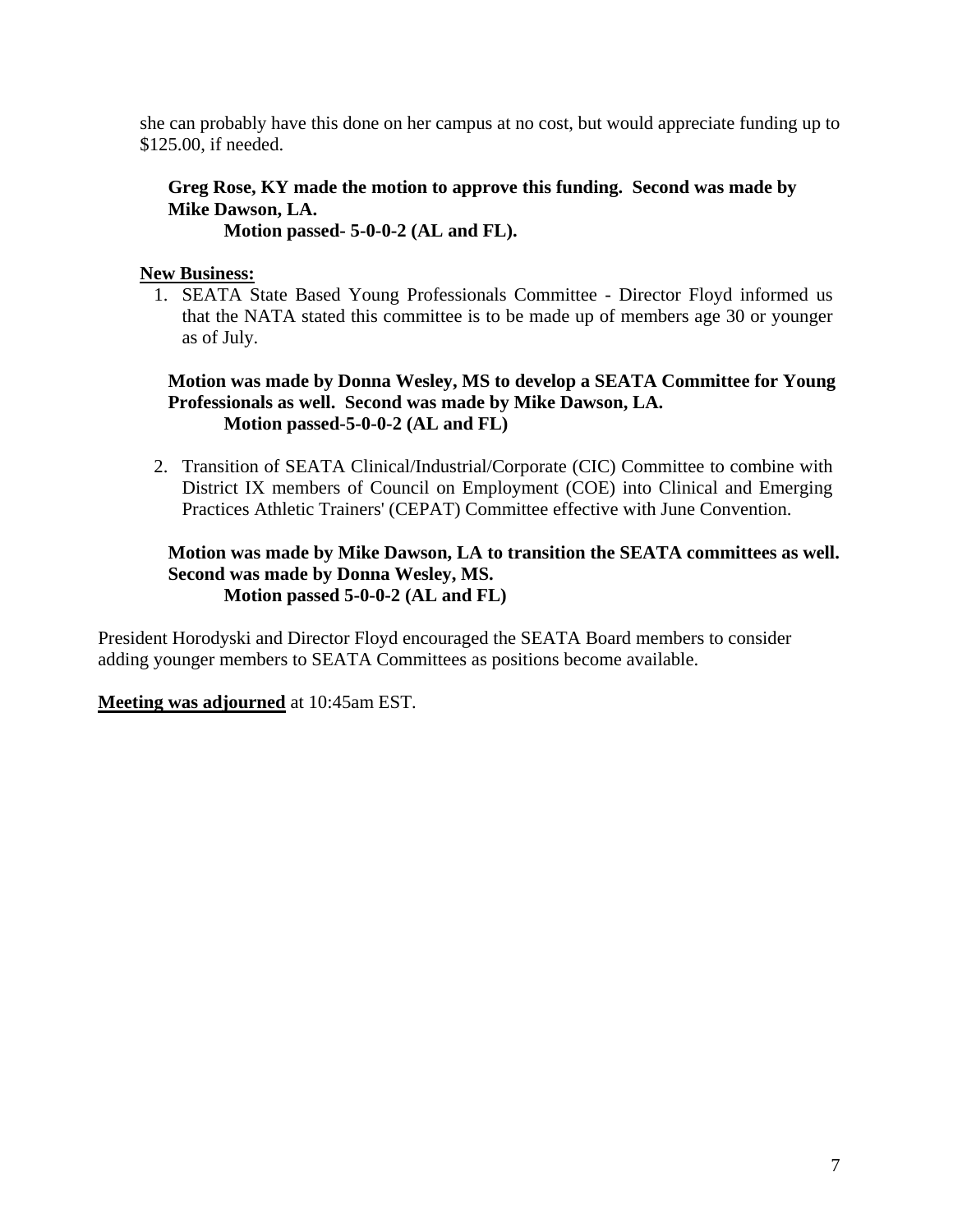she can probably have this done on her campus at no cost, but would appreciate funding up to $125.00, if needed.

**Greg Rose, KY made the motion to approve this funding. Second was made by Mike Dawson, LA.**
**Motion passed- 5-0-0-2 (AL and FL).**

**New Business:**

1. SEATA State Based Young Professionals Committee - Director Floyd informed us that the NATA stated this committee is to be made up of members age 30 or younger as of July.

**Motion was made by Donna Wesley, MS to develop a SEATA Committee for Young Professionals as well. Second was made by Mike Dawson, LA.**
**Motion passed-5-0-0-2 (AL and FL)**

2. Transition of SEATA Clinical/Industrial/Corporate (CIC) Committee to combine with District IX members of Council on Employment (COE) into Clinical and Emerging Practices Athletic Trainers' (CEPAT) Committee effective with June Convention.

**Motion was made by Mike Dawson, LA to transition the SEATA committees as well. Second was made by Donna Wesley, MS.**
**Motion passed 5-0-0-2 (AL and FL)**

President Horodyski and Director Floyd encouraged the SEATA Board members to consider adding younger members to SEATA Committees as positions become available.

**Meeting was adjourned** at 10:45am EST.